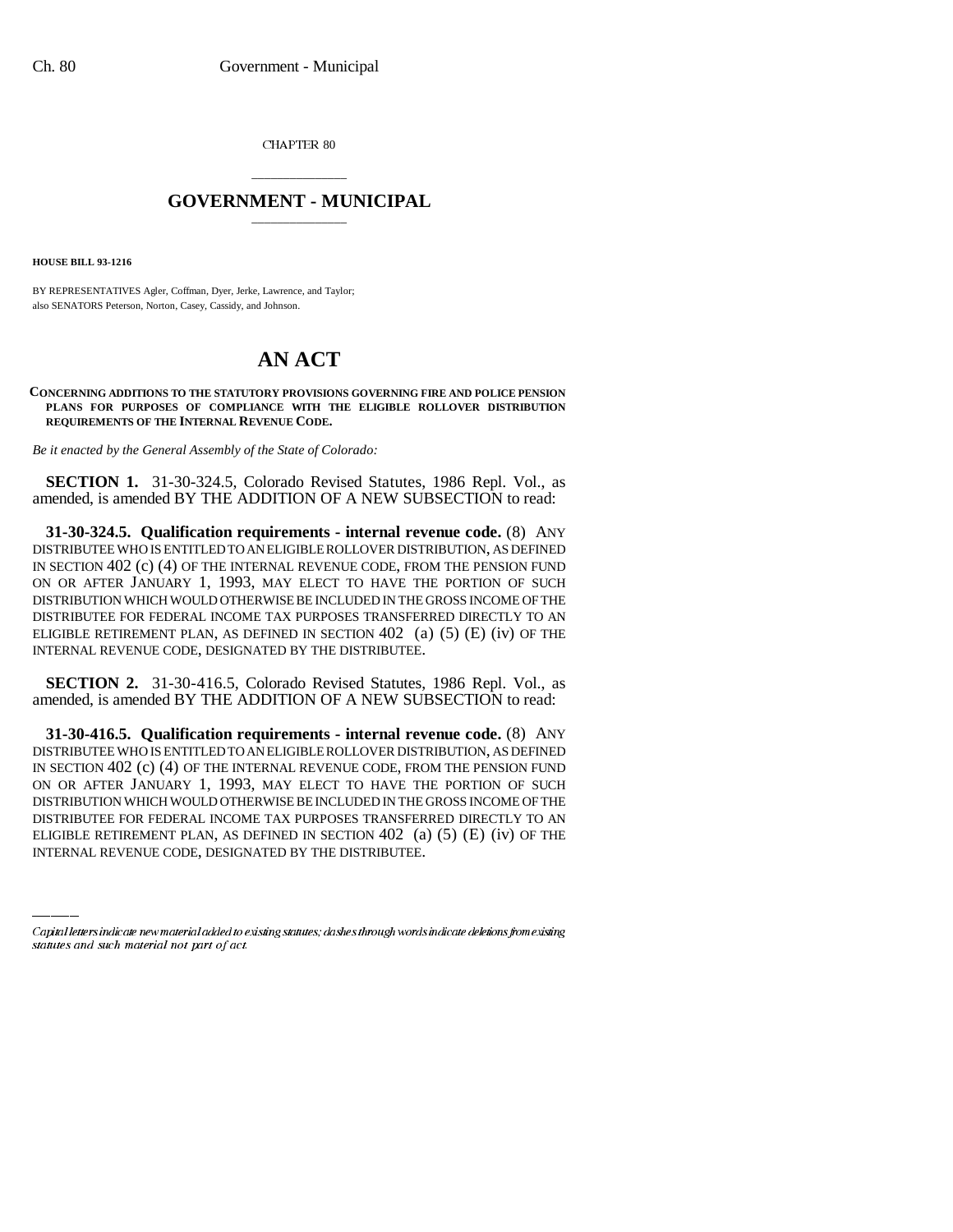CHAPTER 80

# GOVERNMENT - MUNICIPAL

**HOUSE BILL 93-1216**

BY REPRESENTATIVES Agler, Coffman, Dyer, Jerke, Lawrence, and Taylor;
also SENATORS Peterson, Norton, Casey, Cassidy, and Johnson.

# AN ACT

**CONCERNING ADDITIONS TO THE STATUTORY PROVISIONS GOVERNING FIRE AND POLICE PENSION PLANS FOR PURPOSES OF COMPLIANCE WITH THE ELIGIBLE ROLLOVER DISTRIBUTION REQUIREMENTS OF THE INTERNAL REVENUE CODE.**

*Be it enacted by the General Assembly of the State of Colorado:*

**SECTION 1.** 31-30-324.5, Colorado Revised Statutes, 1986 Repl. Vol., as amended, is amended BY THE ADDITION OF A NEW SUBSECTION to read:

**31-30-324.5. Qualification requirements - internal revenue code.** (8) ANY DISTRIBUTEE WHO IS ENTITLED TO AN ELIGIBLE ROLLOVER DISTRIBUTION, AS DEFINED IN SECTION 402 (c) (4) OF THE INTERNAL REVENUE CODE, FROM THE PENSION FUND ON OR AFTER JANUARY 1, 1993, MAY ELECT TO HAVE THE PORTION OF SUCH DISTRIBUTION WHICH WOULD OTHERWISE BE INCLUDED IN THE GROSS INCOME OF THE DISTRIBUTEE FOR FEDERAL INCOME TAX PURPOSES TRANSFERRED DIRECTLY TO AN ELIGIBLE RETIREMENT PLAN, AS DEFINED IN SECTION 402 (a) (5) (E) (iv) OF THE INTERNAL REVENUE CODE, DESIGNATED BY THE DISTRIBUTEE.

**SECTION 2.** 31-30-416.5, Colorado Revised Statutes, 1986 Repl. Vol., as amended, is amended BY THE ADDITION OF A NEW SUBSECTION to read:

**31-30-416.5. Qualification requirements - internal revenue code.** (8) ANY DISTRIBUTEE WHO IS ENTITLED TO AN ELIGIBLE ROLLOVER DISTRIBUTION, AS DEFINED IN SECTION 402 (c) (4) OF THE INTERNAL REVENUE CODE, FROM THE PENSION FUND ON OR AFTER JANUARY 1, 1993, MAY ELECT TO HAVE THE PORTION OF SUCH DISTRIBUTION WHICH WOULD OTHERWISE BE INCLUDED IN THE GROSS INCOME OF THE DISTRIBUTEE FOR FEDERAL INCOME TAX PURPOSES TRANSFERRED DIRECTLY TO AN ELIGIBLE RETIREMENT PLAN, AS DEFINED IN SECTION 402 (a) (5) (E) (iv) OF THE INTERNAL REVENUE CODE, DESIGNATED BY THE DISTRIBUTEE.

Capital letters indicate new material added to existing statutes; dashes through words indicate deletions from existing statutes and such material not part of act.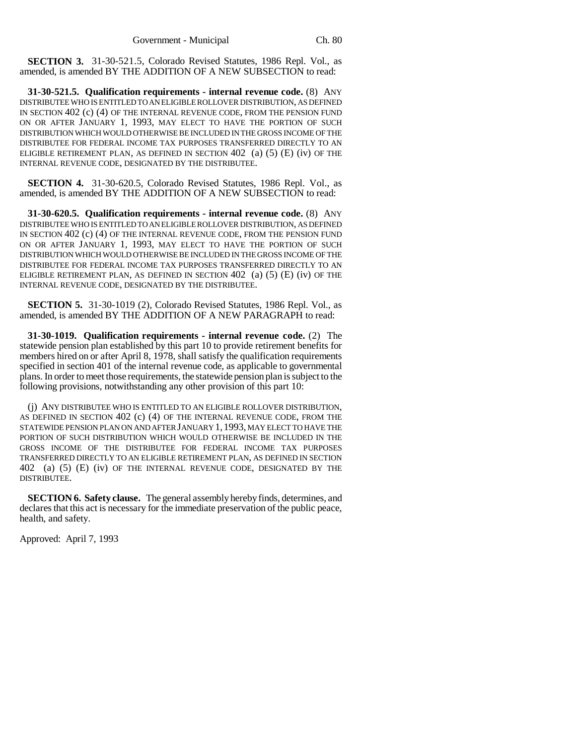**SECTION 3.** 31-30-521.5, Colorado Revised Statutes, 1986 Repl. Vol., as amended, is amended BY THE ADDITION OF A NEW SUBSECTION to read:

**31-30-521.5. Qualification requirements - internal revenue code.** (8) ANY DISTRIBUTEE WHO IS ENTITLED TO AN ELIGIBLE ROLLOVER DISTRIBUTION, AS DEFINED IN SECTION 402 (c) (4) OF THE INTERNAL REVENUE CODE, FROM THE PENSION FUND ON OR AFTER JANUARY 1, 1993, MAY ELECT TO HAVE THE PORTION OF SUCH DISTRIBUTION WHICH WOULD OTHERWISE BE INCLUDED IN THE GROSS INCOME OF THE DISTRIBUTEE FOR FEDERAL INCOME TAX PURPOSES TRANSFERRED DIRECTLY TO AN ELIGIBLE RETIREMENT PLAN, AS DEFINED IN SECTION 402 (a) (5) (E) (iv) OF THE INTERNAL REVENUE CODE, DESIGNATED BY THE DISTRIBUTEE.

**SECTION 4.** 31-30-620.5, Colorado Revised Statutes, 1986 Repl. Vol., as amended, is amended BY THE ADDITION OF A NEW SUBSECTION to read:

**31-30-620.5. Qualification requirements - internal revenue code.** (8) ANY DISTRIBUTEE WHO IS ENTITLED TO AN ELIGIBLE ROLLOVER DISTRIBUTION, AS DEFINED IN SECTION 402 (c) (4) OF THE INTERNAL REVENUE CODE, FROM THE PENSION FUND ON OR AFTER JANUARY 1, 1993, MAY ELECT TO HAVE THE PORTION OF SUCH DISTRIBUTION WHICH WOULD OTHERWISE BE INCLUDED IN THE GROSS INCOME OF THE DISTRIBUTEE FOR FEDERAL INCOME TAX PURPOSES TRANSFERRED DIRECTLY TO AN ELIGIBLE RETIREMENT PLAN, AS DEFINED IN SECTION 402 (a) (5) (E) (iv) OF THE INTERNAL REVENUE CODE, DESIGNATED BY THE DISTRIBUTEE.

**SECTION 5.** 31-30-1019 (2), Colorado Revised Statutes, 1986 Repl. Vol., as amended, is amended BY THE ADDITION OF A NEW PARAGRAPH to read:

**31-30-1019. Qualification requirements - internal revenue code.** (2) The statewide pension plan established by this part 10 to provide retirement benefits for members hired on or after April 8, 1978, shall satisfy the qualification requirements specified in section 401 of the internal revenue code, as applicable to governmental plans. In order to meet those requirements, the statewide pension plan is subject to the following provisions, notwithstanding any other provision of this part 10:

(j) ANY DISTRIBUTEE WHO IS ENTITLED TO AN ELIGIBLE ROLLOVER DISTRIBUTION, AS DEFINED IN SECTION 402 (c) (4) OF THE INTERNAL REVENUE CODE, FROM THE STATEWIDE PENSION PLAN ON AND AFTER JANUARY 1, 1993, MAY ELECT TO HAVE THE PORTION OF SUCH DISTRIBUTION WHICH WOULD OTHERWISE BE INCLUDED IN THE GROSS INCOME OF THE DISTRIBUTEE FOR FEDERAL INCOME TAX PURPOSES TRANSFERRED DIRECTLY TO AN ELIGIBLE RETIREMENT PLAN, AS DEFINED IN SECTION 402 (a) (5) (E) (iv) OF THE INTERNAL REVENUE CODE, DESIGNATED BY THE DISTRIBUTEE.

**SECTION 6. Safety clause.** The general assembly hereby finds, determines, and declares that this act is necessary for the immediate preservation of the public peace, health, and safety.

Approved: April 7, 1993